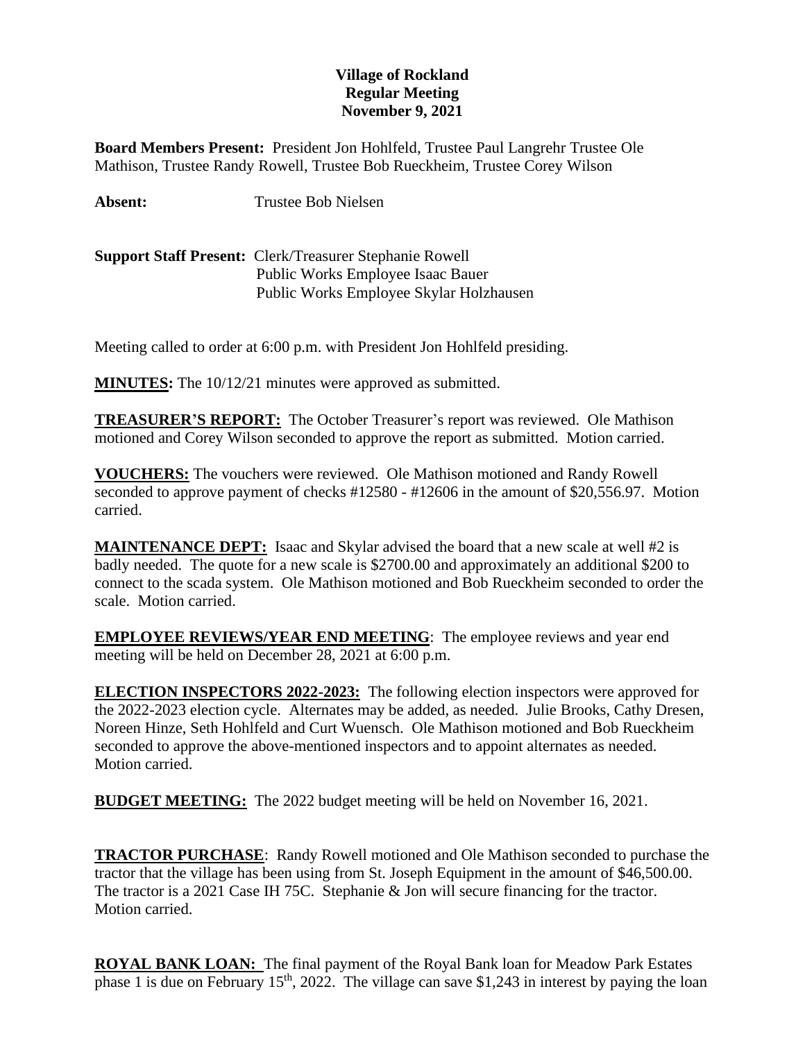**Village of Rockland**
**Regular Meeting**
**November 9, 2021**

**Board Members Present:** President Jon Hohlfeld, Trustee Paul Langrehr Trustee Ole Mathison, Trustee Randy Rowell, Trustee Bob Rueckheim, Trustee Corey Wilson

**Absent:** Trustee Bob Nielsen

**Support Staff Present:** Clerk/Treasurer Stephanie Rowell
Public Works Employee Isaac Bauer
Public Works Employee Skylar Holzhausen

Meeting called to order at 6:00 p.m. with President Jon Hohlfeld presiding.

**MINUTES:** The 10/12/21 minutes were approved as submitted.

**TREASURER'S REPORT:** The October Treasurer's report was reviewed. Ole Mathison motioned and Corey Wilson seconded to approve the report as submitted. Motion carried.

**VOUCHERS:** The vouchers were reviewed. Ole Mathison motioned and Randy Rowell seconded to approve payment of checks #12580 - #12606 in the amount of $20,556.97. Motion carried.

**MAINTENANCE DEPT:** Isaac and Skylar advised the board that a new scale at well #2 is badly needed. The quote for a new scale is $2700.00 and approximately an additional $200 to connect to the scada system. Ole Mathison motioned and Bob Rueckheim seconded to order the scale. Motion carried.

**EMPLOYEE REVIEWS/YEAR END MEETING**: The employee reviews and year end meeting will be held on December 28, 2021 at 6:00 p.m.

**ELECTION INSPECTORS 2022-2023:** The following election inspectors were approved for the 2022-2023 election cycle. Alternates may be added, as needed. Julie Brooks, Cathy Dresen, Noreen Hinze, Seth Hohlfeld and Curt Wuensch. Ole Mathison motioned and Bob Rueckheim seconded to approve the above-mentioned inspectors and to appoint alternates as needed. Motion carried.

**BUDGET MEETING:** The 2022 budget meeting will be held on November 16, 2021.

**TRACTOR PURCHASE**: Randy Rowell motioned and Ole Mathison seconded to purchase the tractor that the village has been using from St. Joseph Equipment in the amount of $46,500.00. The tractor is a 2021 Case IH 75C. Stephanie & Jon will secure financing for the tractor. Motion carried.

**ROYAL BANK LOAN:** The final payment of the Royal Bank loan for Meadow Park Estates phase 1 is due on February 15th, 2022. The village can save $1,243 in interest by paying the loan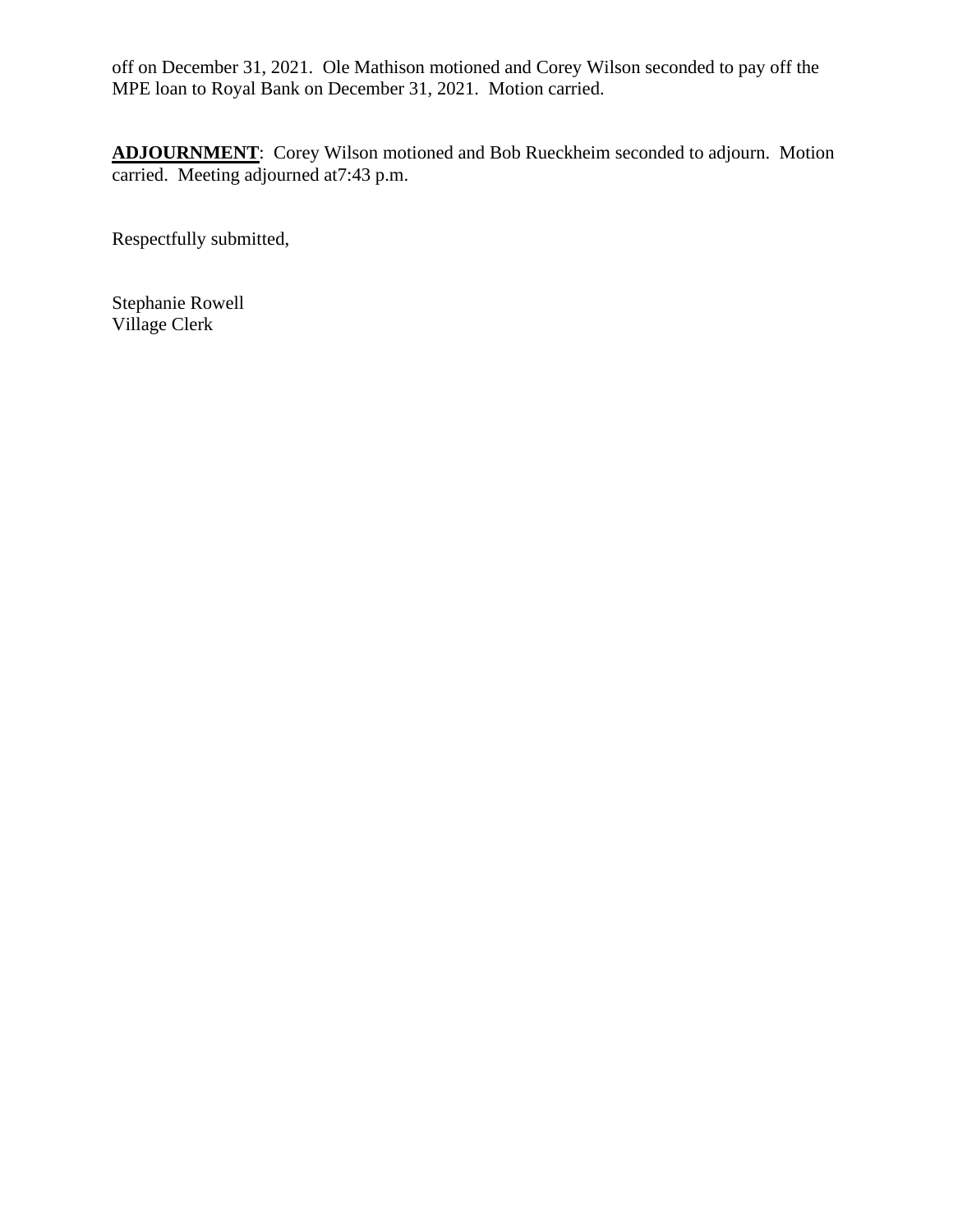off on December 31, 2021. Ole Mathison motioned and Corey Wilson seconded to pay off the MPE loan to Royal Bank on December 31, 2021. Motion carried.

**ADJOURNMENT**: Corey Wilson motioned and Bob Rueckheim seconded to adjourn. Motion carried. Meeting adjourned at7:43 p.m.

Respectfully submitted,

Stephanie Rowell
Village Clerk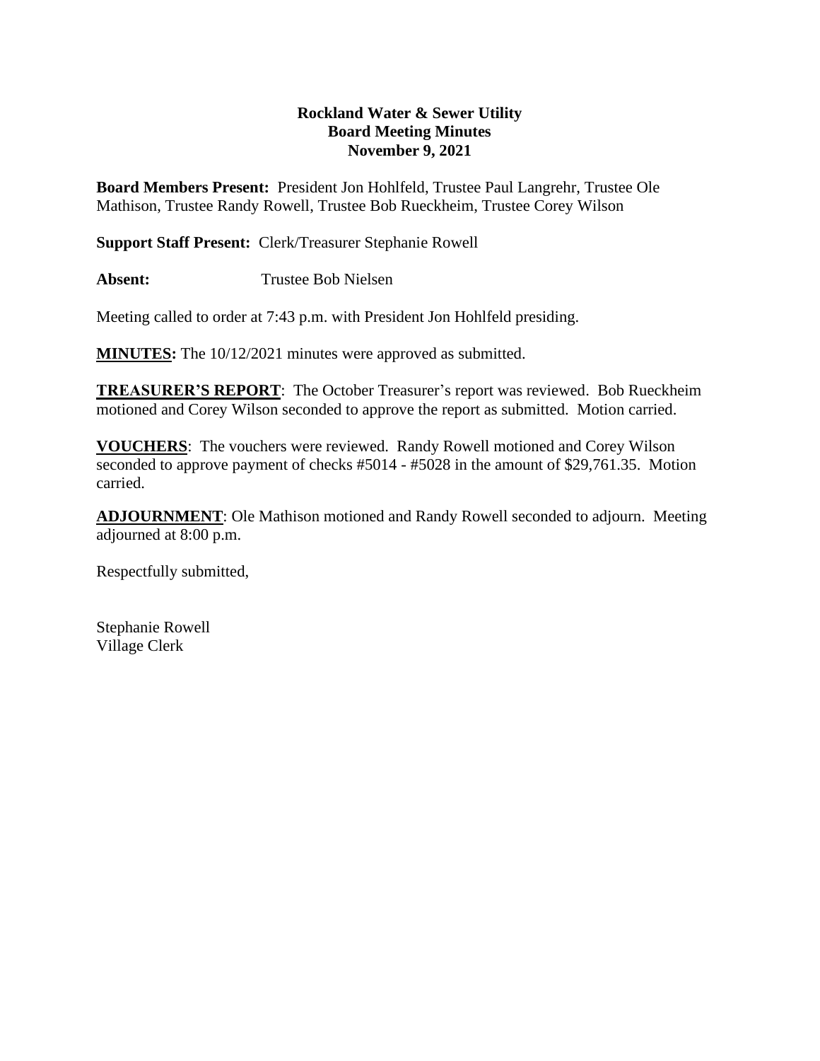**Rockland Water & Sewer Utility**
**Board Meeting Minutes**
**November 9, 2021**

**Board Members Present:** President Jon Hohlfeld, Trustee Paul Langrehr, Trustee Ole Mathison, Trustee Randy Rowell, Trustee Bob Rueckheim, Trustee Corey Wilson

**Support Staff Present:** Clerk/Treasurer Stephanie Rowell

**Absent:** Trustee Bob Nielsen

Meeting called to order at 7:43 p.m. with President Jon Hohlfeld presiding.

**MINUTES:** The 10/12/2021 minutes were approved as submitted.

**TREASURER'S REPORT**: The October Treasurer's report was reviewed. Bob Rueckheim motioned and Corey Wilson seconded to approve the report as submitted. Motion carried.

**VOUCHERS**: The vouchers were reviewed. Randy Rowell motioned and Corey Wilson seconded to approve payment of checks #5014 - #5028 in the amount of $29,761.35. Motion carried.

**ADJOURNMENT**: Ole Mathison motioned and Randy Rowell seconded to adjourn. Meeting adjourned at 8:00 p.m.

Respectfully submitted,

Stephanie Rowell
Village Clerk